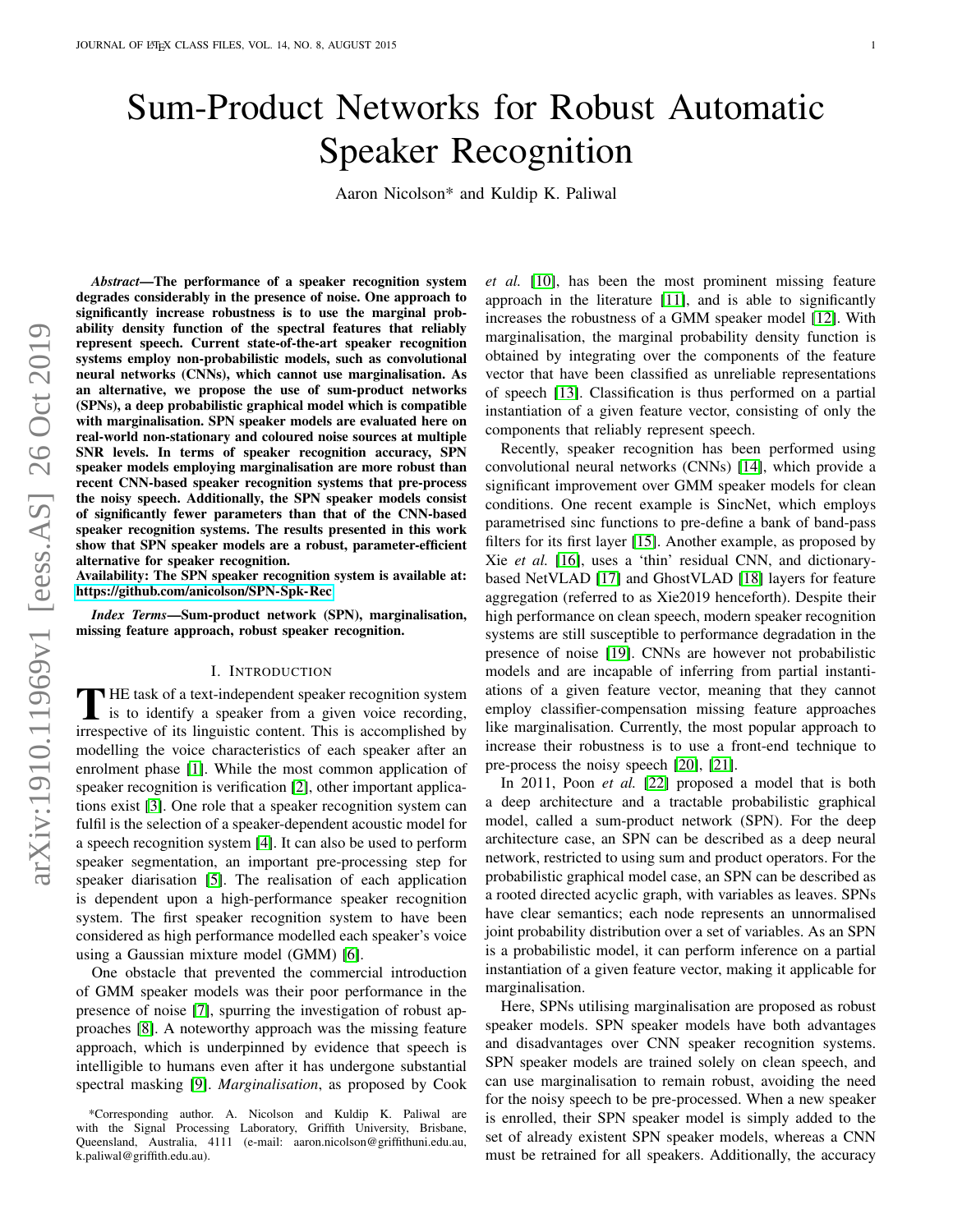# Sum-Product Networks for Robust Automatic Speaker Recognition

Aaron Nicolson* and Kuldip K. Paliwal

***Abstract*—The performance of a speaker recognition system degrades considerably in the presence of noise. One approach to significantly increase robustness is to use the marginal probability density function of the spectral features that reliably represent speech. Current state-of-the-art speaker recognition systems employ non-probabilistic models, such as convolutional neural networks (CNNs), which cannot use marginalisation. As an alternative, we propose the use of sum-product networks (SPNs), a deep probabilistic graphical model which is compatible with marginalisation. SPN speaker models are evaluated here on real-world non-stationary and coloured noise sources at multiple SNR levels. In terms of speaker recognition accuracy, SPN speaker models employing marginalisation are more robust than recent CNN-based speaker recognition systems that pre-process the noisy speech. Additionally, the SPN speaker models consist of significantly fewer parameters than that of the CNN-based speaker recognition systems. The results presented in this work show that SPN speaker models are a robust, parameter-efficient alternative for speaker recognition.**

**Availability: The SPN speaker recognition system is available at: https://github.com/anicolson/SPN-Spk-Rec**

***Index Terms*—Sum-product network (SPN), marginalisation, missing feature approach, robust speaker recognition.**

## I. Introduction

The task of a text-independent speaker recognition system is to identify a speaker from a given voice recording, irrespective of its linguistic content. This is accomplished by modelling the voice characteristics of each speaker after an enrolment phase [1]. While the most common application of speaker recognition is verification [2], other important applications exist [3]. One role that a speaker recognition system can fulfil is the selection of a speaker-dependent acoustic model for a speech recognition system [4]. It can also be used to perform speaker segmentation, an important pre-processing step for speaker diarisation [5]. The realisation of each application is dependent upon a high-performance speaker recognition system. The first speaker recognition system to have been considered as high performance modelled each speaker's voice using a Gaussian mixture model (GMM) [6].

One obstacle that prevented the commercial introduction of GMM speaker models was their poor performance in the presence of noise [7], spurring the investigation of robust approaches [8]. A noteworthy approach was the missing feature approach, which is underpinned by evidence that speech is intelligible to humans even after it has undergone substantial spectral masking [9]. *Marginalisation*, as proposed by Cook *et al.* [10], has been the most prominent missing feature approach in the literature [11], and is able to significantly increases the robustness of a GMM speaker model [12]. With marginalisation, the marginal probability density function is obtained by integrating over the components of the feature vector that have been classified as unreliable representations of speech [13]. Classification is thus performed on a partial instantiation of a given feature vector, consisting of only the components that reliably represent speech.

Recently, speaker recognition has been performed using convolutional neural networks (CNNs) [14], which provide a significant improvement over GMM speaker models for clean conditions. One recent example is SincNet, which employs parametrised sinc functions to pre-define a bank of band-pass filters for its first layer [15]. Another example, as proposed by Xie *et al.* [16], uses a 'thin' residual CNN, and dictionary-based NetVLAD [17] and GhostVLAD [18] layers for feature aggregation (referred to as Xie2019 henceforth). Despite their high performance on clean speech, modern speaker recognition systems are still susceptible to performance degradation in the presence of noise [19]. CNNs are however not probabilistic models and are incapable of inferring from partial instantiations of a given feature vector, meaning that they cannot employ classifier-compensation missing feature approaches like marginalisation. Currently, the most popular approach to increase their robustness is to use a front-end technique to pre-process the noisy speech [20], [21].

In 2011, Poon *et al.* [22] proposed a model that is both a deep architecture and a tractable probabilistic graphical model, called a sum-product network (SPN). For the deep architecture case, an SPN can be described as a deep neural network, restricted to using sum and product operators. For the probabilistic graphical model case, an SPN can be described as a rooted directed acyclic graph, with variables as leaves. SPNs have clear semantics; each node represents an unnormalised joint probability distribution over a set of variables. As an SPN is a probabilistic model, it can perform inference on a partial instantiation of a given feature vector, making it applicable for marginalisation.

Here, SPNs utilising marginalisation are proposed as robust speaker models. SPN speaker models have both advantages and disadvantages over CNN speaker recognition systems. SPN speaker models are trained solely on clean speech, and can use marginalisation to remain robust, avoiding the need for the noisy speech to be pre-processed. When a new speaker is enrolled, their SPN speaker model is simply added to the set of already existent SPN speaker models, whereas a CNN must be retrained for all speakers. Additionally, the accuracy

*Corresponding author. A. Nicolson and Kuldip K. Paliwal are with the Signal Processing Laboratory, Griffith University, Brisbane, Queensland, Australia, 4111 (e-mail: aaron.nicolson@griffithuni.edu.au, k.paliwal@griffith.edu.au).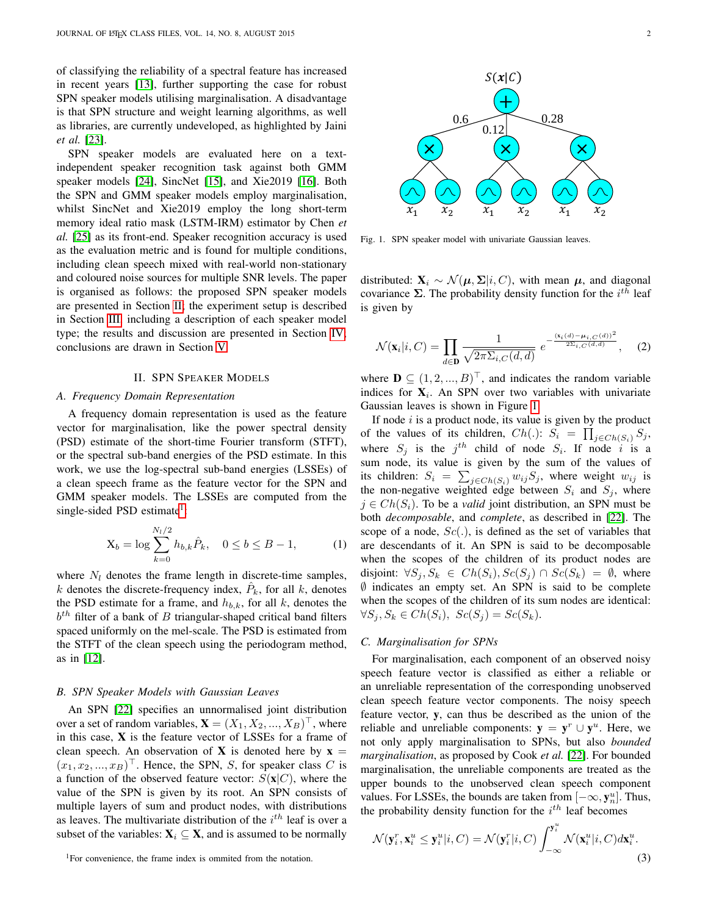of classifying the reliability of a spectral feature has increased in recent years [13], further supporting the case for robust SPN speaker models utilising marginalisation. A disadvantage is that SPN structure and weight learning algorithms, as well as libraries, are currently undeveloped, as highlighted by Jaini *et al.* [23].

SPN speaker models are evaluated here on a text-independent speaker recognition task against both GMM speaker models [24], SincNet [15], and Xie2019 [16]. Both the SPN and GMM speaker models employ marginalisation, whilst SincNet and Xie2019 employ the long short-term memory ideal ratio mask (LSTM-IRM) estimator by Chen *et al.* [25] as its front-end. Speaker recognition accuracy is used as the evaluation metric and is found for multiple conditions, including clean speech mixed with real-world non-stationary and coloured noise sources for multiple SNR levels. The paper is organised as follows: the proposed SPN speaker models are presented in Section II; the experiment setup is described in Section III, including a description of each speaker model type; the results and discussion are presented in Section IV; conclusions are drawn in Section V.

## II. SPN Speaker Models

### A. Frequency Domain Representation

A frequency domain representation is used as the feature vector for marginalisation, like the power spectral density (PSD) estimate of the short-time Fourier transform (STFT), or the spectral sub-band energies of the PSD estimate. In this work, we use the log-spectral sub-band energies (LSSEs) of a clean speech frame as the feature vector for the SPN and GMM speaker models. The LSSEs are computed from the single-sided PSD estimate[1]:

$$\mathrm{X}_b = \log \sum_{k=0}^{N_l/2} h_{b,k} \hat{P}_k, \quad 0 \leq b \leq B-1, \tag{1}$$

where $N_l$ denotes the frame length in discrete-time samples, $k$ denotes the discrete-frequency index, $\hat{P}_k$, for all $k$, denotes the PSD estimate for a frame, and $h_{b,k}$, for all $k$, denotes the $b^{th}$ filter of a bank of $B$ triangular-shaped critical band filters spaced uniformly on the mel-scale. The PSD is estimated from the STFT of the clean speech using the periodogram method, as in [12].

### B. SPN Speaker Models with Gaussian Leaves

An SPN [22] specifies an unnormalised joint distribution over a set of random variables, $\mathbf{X} = (X_1, X_2, ..., X_B)^\top$, where in this case, $\mathbf{X}$ is the feature vector of LSSEs for a frame of clean speech. An observation of $\mathbf{X}$ is denoted here by $\mathbf{x} = (x_1, x_2, ..., x_B)^\top$. Hence, the SPN, $S$, for speaker class $C$ is a function of the observed feature vector: $S(\mathbf{x}|C)$, where the value of the SPN is given by its root. An SPN consists of multiple layers of sum and product nodes, with distributions as leaves. The multivariate distribution of the $i^{th}$ leaf is over a subset of the variables: $\mathbf{X}_i \subseteq \mathbf{X}$, and is assumed to be normally distributed: $\mathbf{X}_i \sim \mathcal{N}(\boldsymbol{\mu}, \boldsymbol{\Sigma}|i, C)$, with mean $\boldsymbol{\mu}$, and diagonal covariance $\boldsymbol{\Sigma}$. The probability density function for the $i^{th}$ leaf is given by

[1] For convenience, the frame index is ommited from the notation.

Fig. 1. SPN speaker model with univariate Gaussian leaves.

$$\mathcal{N}(\mathbf{x}_i|i, C) = \prod_{d \in \mathbf{D}} \frac{1}{\sqrt{2\pi\Sigma_{i,C}(d,d)}} \, e^{-\frac{(\mathbf{x}_i(d) - \boldsymbol{\mu}_{i,C}(d))^2}{2\Sigma_{i,C}(d,d)}}, \tag{2}$$

where $\mathbf{D} \subseteq (1, 2, ..., B)^\top$, and indicates the random variable indices for $\mathbf{X}_i$. An SPN over two variables with univariate Gaussian leaves is shown in Figure 1.

If node $i$ is a product node, its value is given by the product of the values of its children, $Ch(.)$: $S_i = \prod_{j \in Ch(S_i)} S_j$, where $S_j$ is the $j^{th}$ child of node $S_i$. If node $i$ is a sum node, its value is given by the sum of the values of its children: $S_i = \sum_{j \in Ch(S_i)} w_{ij} S_j$, where weight $w_{ij}$ is the non-negative weighted edge between $S_i$ and $S_j$, where $j \in Ch(S_i)$. To be a *valid* joint distribution, an SPN must be both *decomposable*, and *complete*, as described in [22]. The scope of a node, $Sc(.)$, is defined as the set of variables that are descendants of it. An SPN is said to be decomposable when the scopes of the children of its product nodes are disjoint: $\forall S_j, S_k \in Ch(S_i), Sc(S_j) \cap Sc(S_k) = \emptyset$, where $\emptyset$ indicates an empty set. An SPN is said to be complete when the scopes of the children of its sum nodes are identical: $\forall S_j, S_k \in Ch(S_i),\ Sc(S_j) = Sc(S_k)$.

### C. Marginalisation for SPNs

For marginalisation, each component of an observed noisy speech feature vector is classified as either a reliable or an unreliable representation of the corresponding unobserved clean speech feature vector components. The noisy speech feature vector, $\mathbf{y}$, can thus be described as the union of the reliable and unreliable components: $\mathbf{y} = \mathbf{y}^r \cup \mathbf{y}^u$. Here, we not only apply marginalisation to SPNs, but also *bounded marginalisation*, as proposed by Cook *et al.* [22]. For bounded marginalisation, the unreliable components are treated as the upper bounds to the unobserved clean speech component values. For LSSEs, the bounds are taken from $[-\infty, \mathbf{y}_n^u]$. Thus, the probability density function for the $i^{th}$ leaf becomes

$$\mathcal{N}(\mathbf{y}_i^r, \mathbf{x}_i^u \leq \mathbf{y}_i^u|i, C) = \mathcal{N}(\mathbf{y}_i^r|i, C) \int_{-\infty}^{\mathbf{y}_i^u} \mathcal{N}(\mathbf{x}_i^u|i, C) d\mathbf{x}_i^u. \tag{3}$$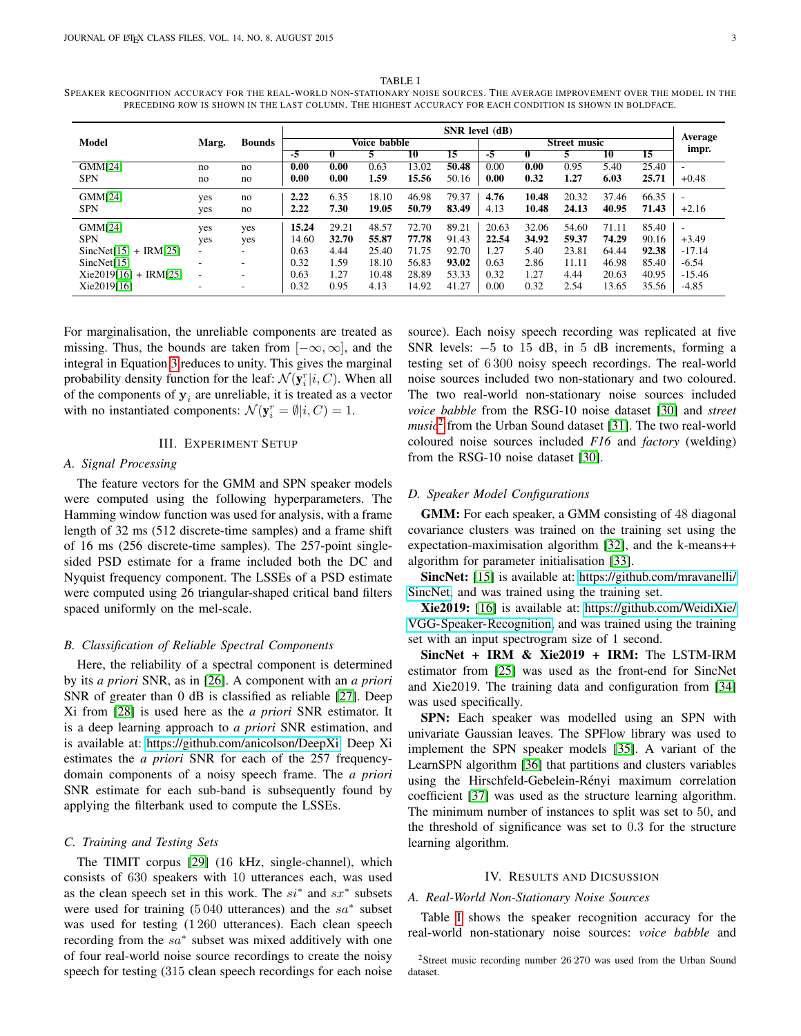TABLE I

SPEAKER RECOGNITION ACCURACY FOR THE REAL-WORLD NON-STATIONARY NOISE SOURCES. THE AVERAGE IMPROVEMENT OVER THE MODEL IN THE PRECEDING ROW IS SHOWN IN THE LAST COLUMN. THE HIGHEST ACCURACY FOR EACH CONDITION IS SHOWN IN BOLDFACE.

| Model | Marg. | Bounds | SNR level (dB) | | | | | | | | | | Average impr. |
|---|---|---|---|---|---|---|---|---|---|---|---|---|---|
| | | | Voice babble | | | | | Street music | | | | | |
| | | | -5 | 0 | 5 | 10 | 15 | -5 | 0 | 5 | 10 | 15 | |
| GMM[24] | no | no | **0.00** | **0.00** | 0.63 | 13.02 | **50.48** | 0.00 | **0.00** | 0.95 | 5.40 | 25.40 | - |
| SPN | no | no | **0.00** | **0.00** | **1.59** | **15.56** | 50.16 | **0.00** | **0.32** | **1.27** | **6.03** | **25.71** | +0.48 |
| GMM[24] | yes | no | **2.22** | 6.35 | 18.10 | 46.98 | 79.37 | **4.76** | **10.48** | 20.32 | 37.46 | 66.35 | - |
| SPN | yes | no | **2.22** | **7.30** | **19.05** | **50.79** | **83.49** | 4.13 | **10.48** | **24.13** | **40.95** | **71.43** | +2.16 |
| GMM[24] | yes | yes | **15.24** | 29.21 | 48.57 | 72.70 | 89.21 | 20.63 | 32.06 | 54.60 | 71.11 | 85.40 | - |
| SPN | yes | yes | 14.60 | **32.70** | **55.87** | **77.78** | 91.43 | **22.54** | **34.92** | **59.37** | **74.29** | 90.16 | +3.49 |
| SincNet[15] + IRM[25] | - | - | 0.63 | 4.44 | 25.40 | 71.75 | 92.70 | 1.27 | 5.40 | 23.81 | 64.44 | **92.38** | -17.14 |
| SincNet[15] | - | - | 0.32 | 1.59 | 18.10 | 56.83 | **93.02** | 0.63 | 2.86 | 11.11 | 46.98 | 85.40 | -6.54 |
| Xie2019[16] + IRM[25] | - | - | 0.63 | 1.27 | 10.48 | 28.89 | 53.33 | 0.32 | 1.27 | 4.44 | 20.63 | 40.95 | -15.46 |
| Xie2019[16] | - | - | 0.32 | 0.95 | 4.13 | 14.92 | 41.27 | 0.00 | 0.32 | 2.54 | 13.65 | 35.56 | -4.85 |

For marginalisation, the unreliable components are treated as missing. Thus, the bounds are taken from $[-\infty, \infty]$, and the integral in Equation 3 reduces to unity. This gives the marginal probability density function for the leaf: $\mathcal{N}(\mathbf{y}_i^r|i, C)$. When all of the components of $\mathbf{y}_i$ are unreliable, it is treated as a vector with no instantiated components: $\mathcal{N}(\mathbf{y}_i^r = \emptyset|i, C) = 1$.

## III. Experiment Setup

### A. Signal Processing

The feature vectors for the GMM and SPN speaker models were computed using the following hyperparameters. The Hamming window function was used for analysis, with a frame length of 32 ms (512 discrete-time samples) and a frame shift of 16 ms (256 discrete-time samples). The 257-point single-sided PSD estimate for a frame included both the DC and Nyquist frequency component. The LSSEs of a PSD estimate were computed using 26 triangular-shaped critical band filters spaced uniformly on the mel-scale.

### B. Classification of Reliable Spectral Components

Here, the reliability of a spectral component is determined by its *a priori* SNR, as in [26]. A component with an *a priori* SNR of greater than 0 dB is classified as reliable [27]. Deep Xi from [28] is used here as the *a priori* SNR estimator. It is a deep learning approach to *a priori* SNR estimation, and is available at: https://github.com/anicolson/DeepXi. Deep Xi estimates the *a priori* SNR for each of the 257 frequency-domain components of a noisy speech frame. The *a priori* SNR estimate for each sub-band is subsequently found by applying the filterbank used to compute the LSSEs.

### C. Training and Testing Sets

The TIMIT corpus [29] (16 kHz, single-channel), which consists of 630 speakers with 10 utterances each, was used as the clean speech set in this work. The $si^*$ and $sx^*$ subsets were used for training (5 040 utterances) and the $sa^*$ subset was used for testing (1 260 utterances). Each clean speech recording from the $sa^*$ subset was mixed additively with one of four real-world noise source recordings to create the noisy speech for testing (315 clean speech recordings for each noise source). Each noisy speech recording was replicated at five SNR levels: $-5$ to 15 dB, in 5 dB increments, forming a testing set of 6 300 noisy speech recordings. The real-world noise sources included two non-stationary and two coloured. The two real-world non-stationary noise sources included *voice babble* from the RSG-10 noise dataset [30] and *street music*[2] from the Urban Sound dataset [31]. The two real-world coloured noise sources included *F16* and *factory* (welding) from the RSG-10 noise dataset [30].

### D. Speaker Model Configurations

**GMM:** For each speaker, a GMM consisting of 48 diagonal covariance clusters was trained on the training set using the expectation-maximisation algorithm [32], and the k-means++ algorithm for parameter initialisation [33].

**SincNet:** [15] is available at: https://github.com/mravanelli/SincNet, and was trained using the training set.

**Xie2019:** [16] is available at: https://github.com/WeidiXie/VGG-Speaker-Recognition, and was trained using the training set with an input spectrogram size of 1 second.

**SincNet + IRM & Xie2019 + IRM:** The LSTM-IRM estimator from [25] was used as the front-end for SincNet and Xie2019. The training data and configuration from [34] was used specifically.

**SPN:** Each speaker was modelled using an SPN with univariate Gaussian leaves. The SPFlow library was used to implement the SPN speaker models [35]. A variant of the LearnSPN algorithm [36] that partitions and clusters variables using the Hirschfeld-Gebelein-Rényi maximum correlation coefficient [37] was used as the structure learning algorithm. The minimum number of instances to split was set to 50, and the threshold of significance was set to 0.3 for the structure learning algorithm.

## IV. Results and Dicsussion

### A. Real-World Non-Stationary Noise Sources

Table I shows the speaker recognition accuracy for the real-world non-stationary noise sources: *voice babble* and

[2] Street music recording number 26 270 was used from the Urban Sound dataset.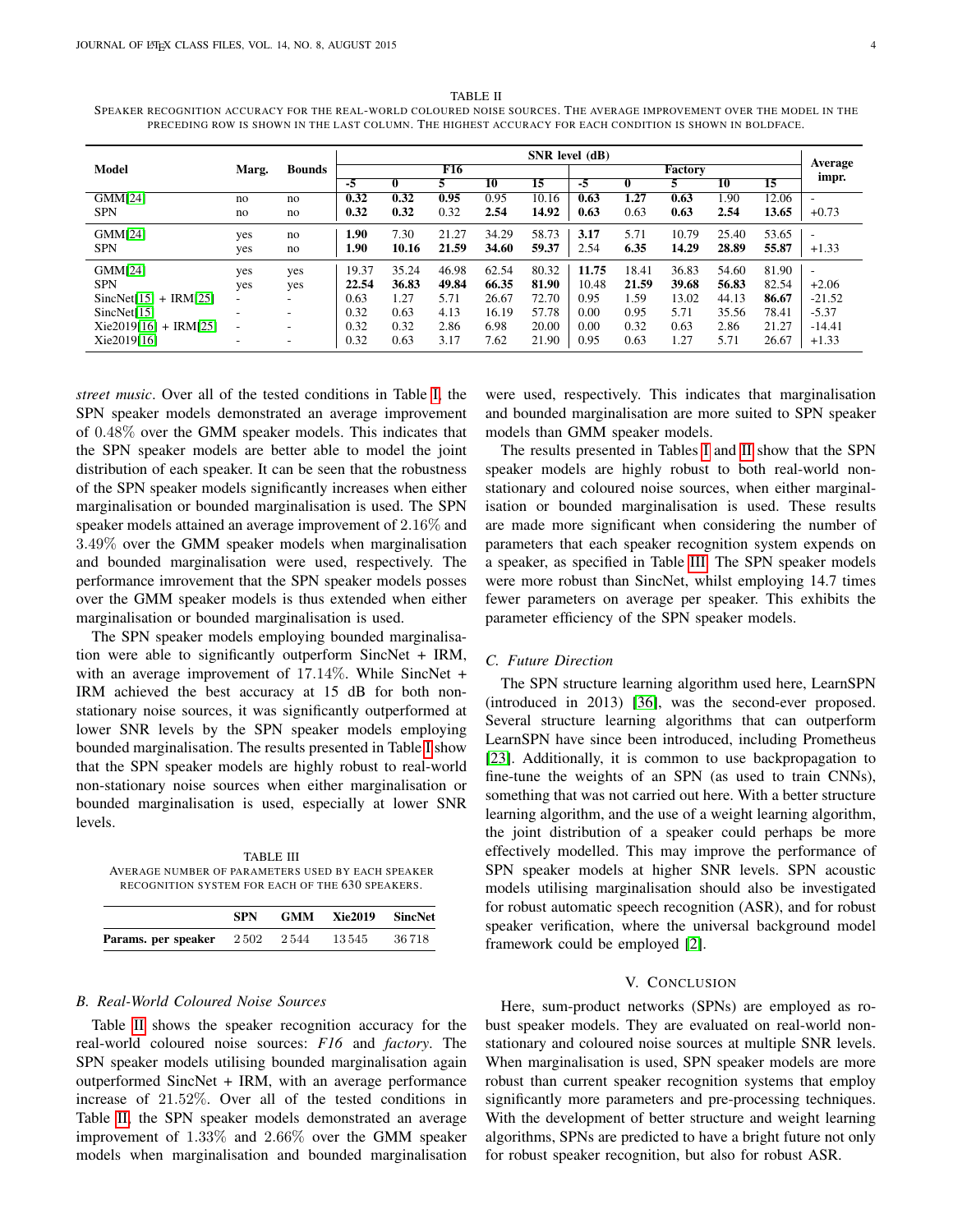TABLE II
SPEAKER RECOGNITION ACCURACY FOR THE REAL-WORLD COLOURED NOISE SOURCES. THE AVERAGE IMPROVEMENT OVER THE MODEL IN THE PRECEDING ROW IS SHOWN IN THE LAST COLUMN. THE HIGHEST ACCURACY FOR EACH CONDITION IS SHOWN IN BOLDFACE.

| Model | Marg. | Bounds | SNR level (dB) | | | | | | | | | | Average impr. |
|---|---|---|---|---|---|---|---|---|---|---|---|---|---|
| | | | F16 | | | | | Factory | | | | | |
| | | | -5 | 0 | 5 | 10 | 15 | -5 | 0 | 5 | 10 | 15 | |
| GMM[24] | no | no | **0.32** | **0.32** | **0.95** | 0.95 | 10.16 | **0.63** | **1.27** | **0.63** | 1.90 | 12.06 | - |
| SPN | no | no | **0.32** | **0.32** | 0.32 | **2.54** | **14.92** | **0.63** | 0.63 | **0.63** | **2.54** | **13.65** | +0.73 |
| GMM[24] | yes | no | **1.90** | 7.30 | 21.27 | 34.29 | 58.73 | **3.17** | 5.71 | 10.79 | 25.40 | 53.65 | - |
| SPN | yes | no | **1.90** | **10.16** | **21.59** | **34.60** | **59.37** | 2.54 | **6.35** | **14.29** | **28.89** | **55.87** | +1.33 |
| GMM[24] | yes | yes | 19.37 | 35.24 | 46.98 | 62.54 | 80.32 | **11.75** | 18.41 | 36.83 | 54.60 | 81.90 | - |
| SPN | yes | yes | **22.54** | **36.83** | **49.84** | **66.35** | **81.90** | 10.48 | **21.59** | **39.68** | **56.83** | 82.54 | +2.06 |
| SincNet[15] + IRM[25] | - | - | 0.63 | 1.27 | 5.71 | 26.67 | 72.70 | 0.95 | 1.59 | 13.02 | 44.13 | **86.67** | -21.52 |
| SincNet[15] | - | - | 0.32 | 0.63 | 4.13 | 16.19 | 57.78 | 0.00 | 0.95 | 5.71 | 35.56 | 78.41 | -5.37 |
| Xie2019[16] + IRM[25] | - | - | 0.32 | 0.32 | 2.86 | 6.98 | 20.00 | 0.00 | 0.32 | 0.63 | 2.86 | 21.27 | -14.41 |
| Xie2019[16] | - | - | 0.32 | 0.63 | 3.17 | 7.62 | 21.90 | 0.95 | 0.63 | 1.27 | 5.71 | 26.67 | +1.33 |

*street music*. Over all of the tested conditions in Table I, the SPN speaker models demonstrated an average improvement of $0.48\%$ over the GMM speaker models. This indicates that the SPN speaker models are better able to model the joint distribution of each speaker. It can be seen that the robustness of the SPN speaker models significantly increases when either marginalisation or bounded marginalisation is used. The SPN speaker models attained an average improvement of $2.16\%$ and $3.49\%$ over the GMM speaker models when marginalisation and bounded marginalisation were used, respectively. The performance imrovement that the SPN speaker models posses over the GMM speaker models is thus extended when either marginalisation or bounded marginalisation is used.

The SPN speaker models employing bounded marginalisation were able to significantly outperform SincNet + IRM, with an average improvement of $17.14\%$. While SincNet + IRM achieved the best accuracy at 15 dB for both non-stationary noise sources, it was significantly outperformed at lower SNR levels by the SPN speaker models employing bounded marginalisation. The results presented in Table I show that the SPN speaker models are highly robust to real-world non-stationary noise sources when either marginalisation or bounded marginalisation is used, especially at lower SNR levels.

TABLE III
AVERAGE NUMBER OF PARAMETERS USED BY EACH SPEAKER RECOGNITION SYSTEM FOR EACH OF THE 630 SPEAKERS.

| | SPN | GMM | Xie2019 | SincNet |
|---|---|---|---|---|
| **Params. per speaker** | 2 502 | 2 544 | 13 545 | 36 718 |

### B. Real-World Coloured Noise Sources

Table II shows the speaker recognition accuracy for the real-world coloured noise sources: *F16* and *factory*. The SPN speaker models utilising bounded marginalisation again outperformed SincNet + IRM, with an average performance increase of $21.52\%$. Over all of the tested conditions in Table II, the SPN speaker models demonstrated an average improvement of $1.33\%$ and $2.66\%$ over the GMM speaker models when marginalisation and bounded marginalisation were used, respectively. This indicates that marginalisation and bounded marginalisation are more suited to SPN speaker models than GMM speaker models.

The results presented in Tables I and II show that the SPN speaker models are highly robust to both real-world non-stationary and coloured noise sources, when either marginalisation or bounded marginalisation is used. These results are made more significant when considering the number of parameters that each speaker recognition system expends on a speaker, as specified in Table III. The SPN speaker models were more robust than SincNet, whilst employing 14.7 times fewer parameters on average per speaker. This exhibits the parameter efficiency of the SPN speaker models.

### C. Future Direction

The SPN structure learning algorithm used here, LearnSPN (introduced in 2013) [36], was the second-ever proposed. Several structure learning algorithms that can outperform LearnSPN have since been introduced, including Prometheus [23]. Additionally, it is common to use backpropagation to fine-tune the weights of an SPN (as used to train CNNs), something that was not carried out here. With a better structure learning algorithm, and the use of a weight learning algorithm, the joint distribution of a speaker could perhaps be more effectively modelled. This may improve the performance of SPN speaker models at higher SNR levels. SPN acoustic models utilising marginalisation should also be investigated for robust automatic speech recognition (ASR), and for robust speaker verification, where the universal background model framework could be employed [2].

## V. CONCLUSION

Here, sum-product networks (SPNs) are employed as robust speaker models. They are evaluated on real-world non-stationary and coloured noise sources at multiple SNR levels. When marginalisation is used, SPN speaker models are more robust than current speaker recognition systems that employ significantly more parameters and pre-processing techniques. With the development of better structure and weight learning algorithms, SPNs are predicted to have a bright future not only for robust speaker recognition, but also for robust ASR.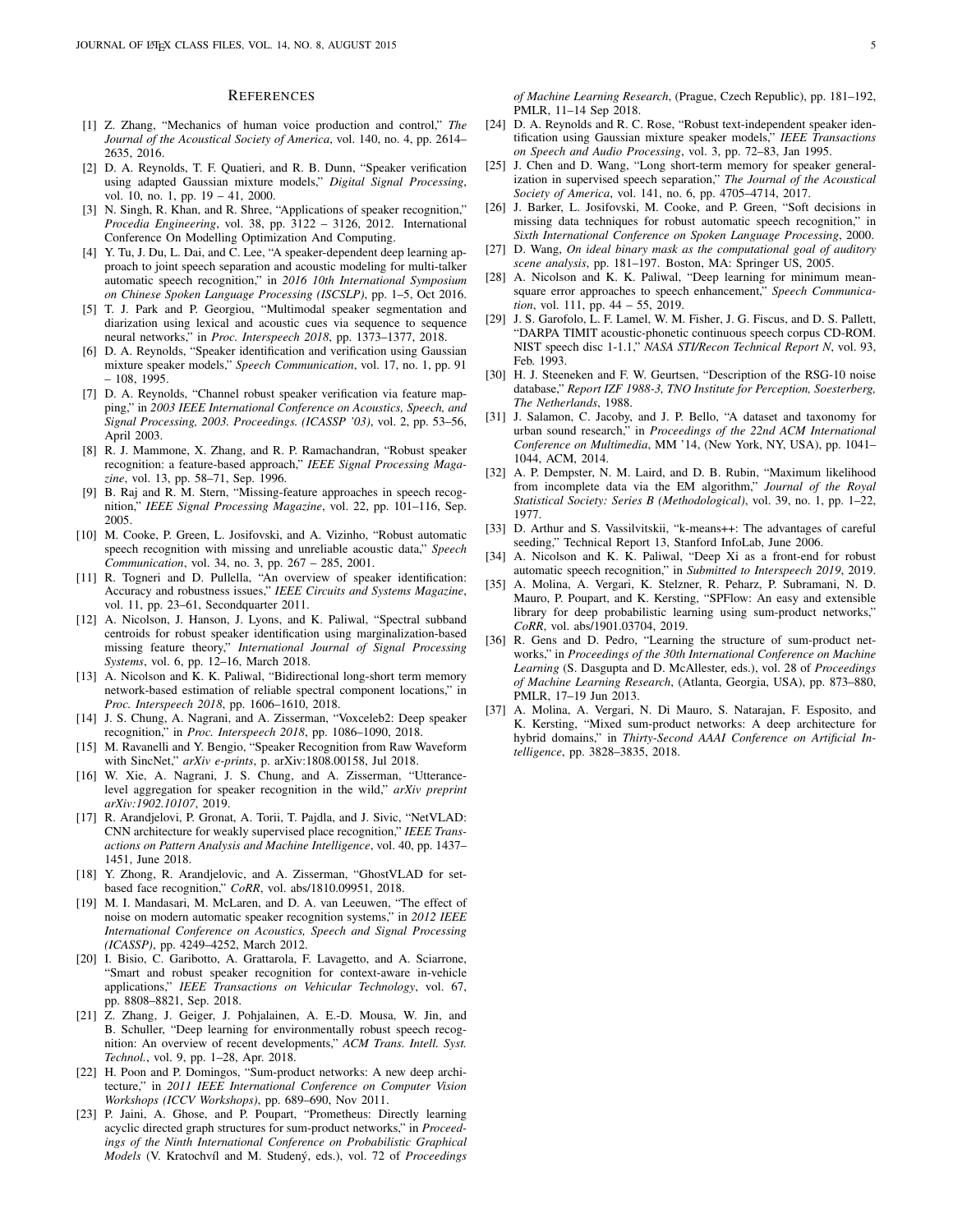# REFERENCES

[1] Z. Zhang, "Mechanics of human voice production and control," *The Journal of the Acoustical Society of America*, vol. 140, no. 4, pp. 2614–2635, 2016.

[2] D. A. Reynolds, T. F. Quatieri, and R. B. Dunn, "Speaker verification using adapted Gaussian mixture models," *Digital Signal Processing*, vol. 10, no. 1, pp. 19 – 41, 2000.

[3] N. Singh, R. Khan, and R. Shree, "Applications of speaker recognition," *Procedia Engineering*, vol. 38, pp. 3122 – 3126, 2012. International Conference On Modelling Optimization And Computing.

[4] Y. Tu, J. Du, L. Dai, and C. Lee, "A speaker-dependent deep learning approach to joint speech separation and acoustic modeling for multi-talker automatic speech recognition," in *2016 10th International Symposium on Chinese Spoken Language Processing (ISCSLP)*, pp. 1–5, Oct 2016.

[5] T. J. Park and P. Georgiou, "Multimodal speaker segmentation and diarization using lexical and acoustic cues via sequence to sequence neural networks," in *Proc. Interspeech 2018*, pp. 1373–1377, 2018.

[6] D. A. Reynolds, "Speaker identification and verification using Gaussian mixture speaker models," *Speech Communication*, vol. 17, no. 1, pp. 91 – 108, 1995.

[7] D. A. Reynolds, "Channel robust speaker verification via feature mapping," in *2003 IEEE International Conference on Acoustics, Speech, and Signal Processing, 2003. Proceedings. (ICASSP '03)*, vol. 2, pp. 53–56, April 2003.

[8] R. J. Mammone, X. Zhang, and R. P. Ramachandran, "Robust speaker recognition: a feature-based approach," *IEEE Signal Processing Magazine*, vol. 13, pp. 58–71, Sep. 1996.

[9] B. Raj and R. M. Stern, "Missing-feature approaches in speech recognition," *IEEE Signal Processing Magazine*, vol. 22, pp. 101–116, Sep. 2005.

[10] M. Cooke, P. Green, L. Josifovski, and A. Vizinho, "Robust automatic speech recognition with missing and unreliable acoustic data," *Speech Communication*, vol. 34, no. 3, pp. 267 – 285, 2001.

[11] R. Togneri and D. Pullella, "An overview of speaker identification: Accuracy and robustness issues," *IEEE Circuits and Systems Magazine*, vol. 11, pp. 23–61, Secondquarter 2011.

[12] A. Nicolson, J. Hanson, J. Lyons, and K. Paliwal, "Spectral subband centroids for robust speaker identification using marginalization-based missing feature theory," *International Journal of Signal Processing Systems*, vol. 6, pp. 12–16, March 2018.

[13] A. Nicolson and K. K. Paliwal, "Bidirectional long-short term memory network-based estimation of reliable spectral component locations," in *Proc. Interspeech 2018*, pp. 1606–1610, 2018.

[14] J. S. Chung, A. Nagrani, and A. Zisserman, "Voxceleb2: Deep speaker recognition," in *Proc. Interspeech 2018*, pp. 1086–1090, 2018.

[15] M. Ravanelli and Y. Bengio, "Speaker Recognition from Raw Waveform with SincNet," *arXiv e-prints*, p. arXiv:1808.00158, Jul 2018.

[16] W. Xie, A. Nagrani, J. S. Chung, and A. Zisserman, "Utterance-level aggregation for speaker recognition in the wild," *arXiv preprint arXiv:1902.10107*, 2019.

[17] R. Arandjelovi, P. Gronat, A. Torii, T. Pajdla, and J. Sivic, "NetVLAD: CNN architecture for weakly supervised place recognition," *IEEE Transactions on Pattern Analysis and Machine Intelligence*, vol. 40, pp. 1437–1451, June 2018.

[18] Y. Zhong, R. Arandjelovic, and A. Zisserman, "GhostVLAD for set-based face recognition," *CoRR*, vol. abs/1810.09951, 2018.

[19] M. I. Mandasari, M. McLaren, and D. A. van Leeuwen, "The effect of noise on modern automatic speaker recognition systems," in *2012 IEEE International Conference on Acoustics, Speech and Signal Processing (ICASSP)*, pp. 4249–4252, March 2012.

[20] I. Bisio, C. Garibotto, A. Grattarola, F. Lavagetto, and A. Sciarrone, "Smart and robust speaker recognition for context-aware in-vehicle applications," *IEEE Transactions on Vehicular Technology*, vol. 67, pp. 8808–8821, Sep. 2018.

[21] Z. Zhang, J. Geiger, J. Pohjalainen, A. E.-D. Mousa, W. Jin, and B. Schuller, "Deep learning for environmentally robust speech recognition: An overview of recent developments," *ACM Trans. Intell. Syst. Technol.*, vol. 9, pp. 1–28, Apr. 2018.

[22] H. Poon and P. Domingos, "Sum-product networks: A new deep architecture," in *2011 IEEE International Conference on Computer Vision Workshops (ICCV Workshops)*, pp. 689–690, Nov 2011.

[23] P. Jaini, A. Ghose, and P. Poupart, "Prometheus: Directly learning acyclic directed graph structures for sum-product networks," in *Proceedings of the Ninth International Conference on Probabilistic Graphical Models* (V. Kratochvíl and M. Studený, eds.), vol. 72 of *Proceedings of Machine Learning Research*, (Prague, Czech Republic), pp. 181–192, PMLR, 11–14 Sep 2018.

[24] D. A. Reynolds and R. C. Rose, "Robust text-independent speaker identification using Gaussian mixture speaker models," *IEEE Transactions on Speech and Audio Processing*, vol. 3, pp. 72–83, Jan 1995.

[25] J. Chen and D. Wang, "Long short-term memory for speaker generalization in supervised speech separation," *The Journal of the Acoustical Society of America*, vol. 141, no. 6, pp. 4705–4714, 2017.

[26] J. Barker, L. Josifovski, M. Cooke, and P. Green, "Soft decisions in missing data techniques for robust automatic speech recognition," in *Sixth International Conference on Spoken Language Processing*, 2000.

[27] D. Wang, *On ideal binary mask as the computational goal of auditory scene analysis*, pp. 181–197. Boston, MA: Springer US, 2005.

[28] A. Nicolson and K. K. Paliwal, "Deep learning for minimum mean-square error approaches to speech enhancement," *Speech Communication*, vol. 111, pp. 44 – 55, 2019.

[29] J. S. Garofolo, L. F. Lamel, W. M. Fisher, J. G. Fiscus, and D. S. Pallett, "DARPA TIMIT acoustic-phonetic continuous speech corpus CD-ROM. NIST speech disc 1-1.1," *NASA STI/Recon Technical Report N*, vol. 93, Feb. 1993.

[30] H. J. Steeneken and F. W. Geurtsen, "Description of the RSG-10 noise database," *Report IZF 1988-3, TNO Institute for Perception, Soesterberg, The Netherlands*, 1988.

[31] J. Salamon, C. Jacoby, and J. P. Bello, "A dataset and taxonomy for urban sound research," in *Proceedings of the 22nd ACM International Conference on Multimedia*, MM '14, (New York, NY, USA), pp. 1041–1044, ACM, 2014.

[32] A. P. Dempster, N. M. Laird, and D. B. Rubin, "Maximum likelihood from incomplete data via the EM algorithm," *Journal of the Royal Statistical Society: Series B (Methodological)*, vol. 39, no. 1, pp. 1–22, 1977.

[33] D. Arthur and S. Vassilvitskii, "k-means++: The advantages of careful seeding," Technical Report 13, Stanford InfoLab, June 2006.

[34] A. Nicolson and K. K. Paliwal, "Deep Xi as a front-end for robust automatic speech recognition," in *Submitted to Interspeech 2019*, 2019.

[35] A. Molina, A. Vergari, K. Stelzner, R. Peharz, P. Subramani, N. D. Mauro, P. Poupart, and K. Kersting, "SPFlow: An easy and extensible library for deep probabilistic learning using sum-product networks," *CoRR*, vol. abs/1901.03704, 2019.

[36] R. Gens and D. Pedro, "Learning the structure of sum-product networks," in *Proceedings of the 30th International Conference on Machine Learning* (S. Dasgupta and D. McAllester, eds.), vol. 28 of *Proceedings of Machine Learning Research*, (Atlanta, Georgia, USA), pp. 873–880, PMLR, 17–19 Jun 2013.

[37] A. Molina, A. Vergari, N. Di Mauro, S. Natarajan, F. Esposito, and K. Kersting, "Mixed sum-product networks: A deep architecture for hybrid domains," in *Thirty-Second AAAI Conference on Artificial Intelligence*, pp. 3828–3835, 2018.